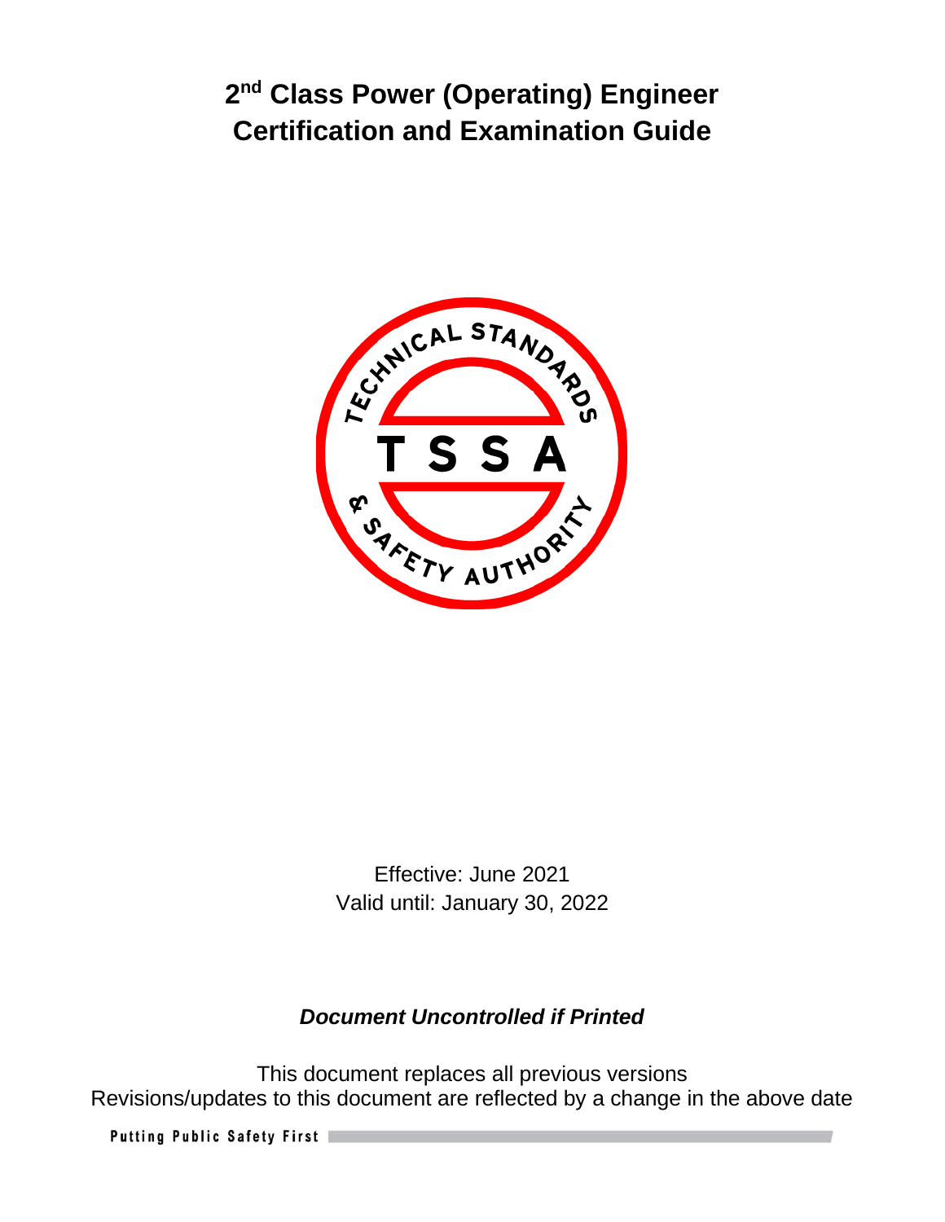# 2nd Class Power (Operating) Engineer Certification and Examination Guide

Effective: June 2021
Valid until: January 30, 2022

***Document Uncontrolled if Printed***

This document replaces all previous versions
Revisions/updates to this document are reflected by a change in the above date

**Putting Public Safety First**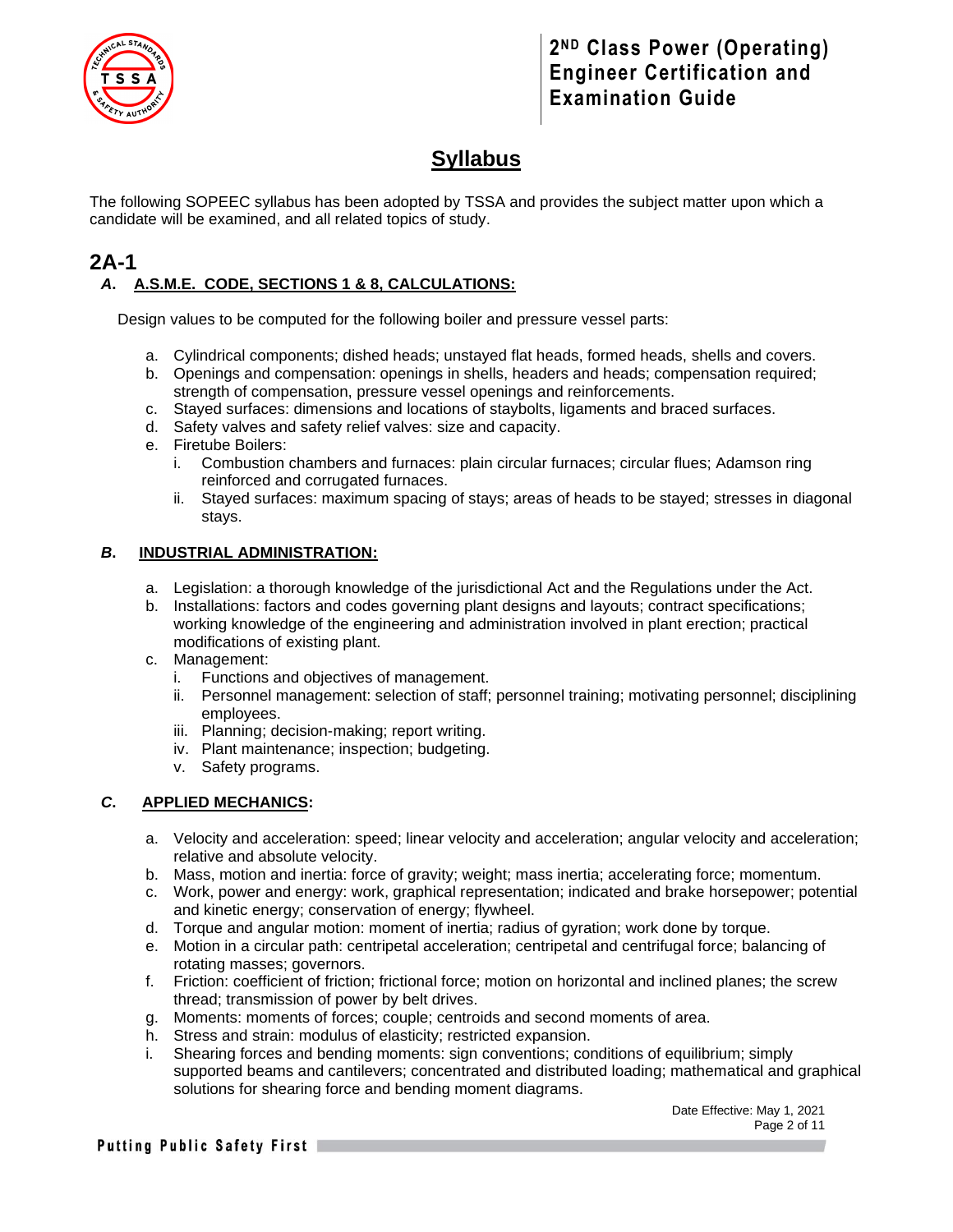# Syllabus

The following SOPEEC syllabus has been adopted by TSSA and provides the subject matter upon which a candidate will be examined, and all related topics of study.

## 2A-1

### *A.* A.S.M.E. CODE, SECTIONS 1 & 8, CALCULATIONS:

Design values to be computed for the following boiler and pressure vessel parts:

a. Cylindrical components; dished heads; unstayed flat heads, formed heads, shells and covers.
b. Openings and compensation: openings in shells, headers and heads; compensation required; strength of compensation, pressure vessel openings and reinforcements.
c. Stayed surfaces: dimensions and locations of staybolts, ligaments and braced surfaces.
d. Safety valves and safety relief valves: size and capacity.
e. Firetube Boilers:
    i. Combustion chambers and furnaces: plain circular furnaces; circular flues; Adamson ring reinforced and corrugated furnaces.
    ii. Stayed surfaces: maximum spacing of stays; areas of heads to be stayed; stresses in diagonal stays.

### *B.* INDUSTRIAL ADMINISTRATION:

a. Legislation: a thorough knowledge of the jurisdictional Act and the Regulations under the Act.
b. Installations: factors and codes governing plant designs and layouts; contract specifications; working knowledge of the engineering and administration involved in plant erection; practical modifications of existing plant.
c. Management:
    i. Functions and objectives of management.
    ii. Personnel management: selection of staff; personnel training; motivating personnel; disciplining employees.
    iii. Planning; decision-making; report writing.
    iv. Plant maintenance; inspection; budgeting.
    v. Safety programs.

### *C.* APPLIED MECHANICS:

a. Velocity and acceleration: speed; linear velocity and acceleration; angular velocity and acceleration; relative and absolute velocity.
b. Mass, motion and inertia: force of gravity; weight; mass inertia; accelerating force; momentum.
c. Work, power and energy: work, graphical representation; indicated and brake horsepower; potential and kinetic energy; conservation of energy; flywheel.
d. Torque and angular motion: moment of inertia; radius of gyration; work done by torque.
e. Motion in a circular path: centripetal acceleration; centripetal and centrifugal force; balancing of rotating masses; governors.
f. Friction: coefficient of friction; frictional force; motion on horizontal and inclined planes; the screw thread; transmission of power by belt drives.
g. Moments: moments of forces; couple; centroids and second moments of area.
h. Stress and strain: modulus of elasticity; restricted expansion.
i. Shearing forces and bending moments: sign conventions; conditions of equilibrium; simply supported beams and cantilevers; concentrated and distributed loading; mathematical and graphical solutions for shearing force and bending moment diagrams.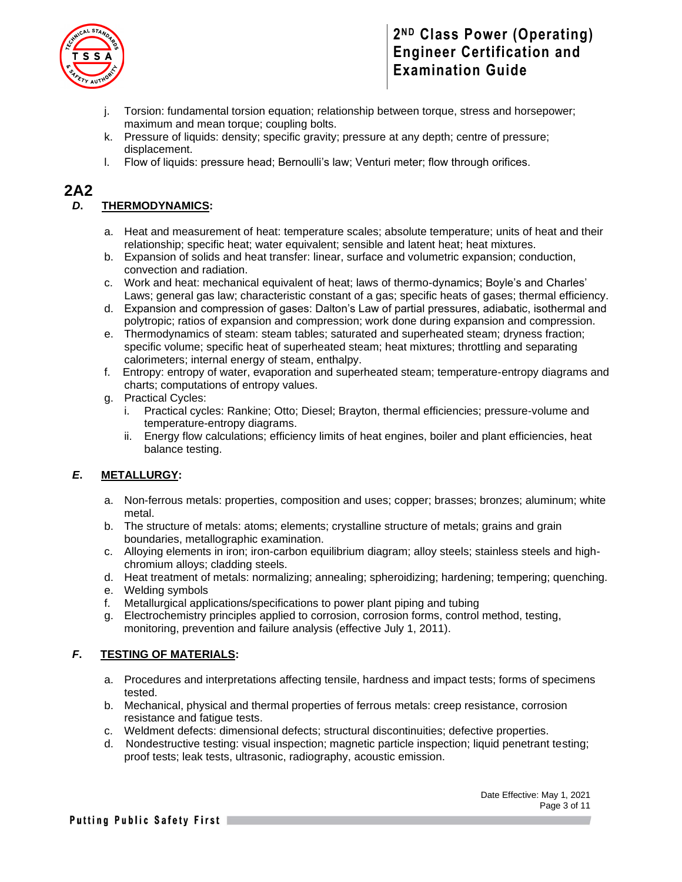j. Torsion: fundamental torsion equation; relationship between torque, stress and horsepower; maximum and mean torque; coupling bolts.
k. Pressure of liquids: density; specific gravity; pressure at any depth; centre of pressure; displacement.
l. Flow of liquids: pressure head; Bernoulli's law; Venturi meter; flow through orifices.

## 2A2

### *D.* THERMODYNAMICS:

a. Heat and measurement of heat: temperature scales; absolute temperature; units of heat and their relationship; specific heat; water equivalent; sensible and latent heat; heat mixtures.
b. Expansion of solids and heat transfer: linear, surface and volumetric expansion; conduction, convection and radiation.
c. Work and heat: mechanical equivalent of heat; laws of thermo-dynamics; Boyle's and Charles' Laws; general gas law; characteristic constant of a gas; specific heats of gases; thermal efficiency.
d. Expansion and compression of gases: Dalton's Law of partial pressures, adiabatic, isothermal and polytropic; ratios of expansion and compression; work done during expansion and compression.
e. Thermodynamics of steam: steam tables; saturated and superheated steam; dryness fraction; specific volume; specific heat of superheated steam; heat mixtures; throttling and separating calorimeters; internal energy of steam, enthalpy.
f. Entropy: entropy of water, evaporation and superheated steam; temperature-entropy diagrams and charts; computations of entropy values.
g. Practical Cycles:
   i. Practical cycles: Rankine; Otto; Diesel; Brayton, thermal efficiencies; pressure-volume and temperature-entropy diagrams.
   ii. Energy flow calculations; efficiency limits of heat engines, boiler and plant efficiencies, heat balance testing.

### *E.* METALLURGY:

a. Non-ferrous metals: properties, composition and uses; copper; brasses; bronzes; aluminum; white metal.
b. The structure of metals: atoms; elements; crystalline structure of metals; grains and grain boundaries, metallographic examination.
c. Alloying elements in iron; iron-carbon equilibrium diagram; alloy steels; stainless steels and high-chromium alloys; cladding steels.
d. Heat treatment of metals: normalizing; annealing; spheroidizing; hardening; tempering; quenching.
e. Welding symbols
f. Metallurgical applications/specifications to power plant piping and tubing
g. Electrochemistry principles applied to corrosion, corrosion forms, control method, testing, monitoring, prevention and failure analysis (effective July 1, 2011).

### *F.* TESTING OF MATERIALS:

a. Procedures and interpretations affecting tensile, hardness and impact tests; forms of specimens tested.
b. Mechanical, physical and thermal properties of ferrous metals: creep resistance, corrosion resistance and fatigue tests.
c. Weldment defects: dimensional defects; structural discontinuities; defective properties.
d. Nondestructive testing: visual inspection; magnetic particle inspection; liquid penetrant testing; proof tests; leak tests, ultrasonic, radiography, acoustic emission.

Date Effective: May 1, 2021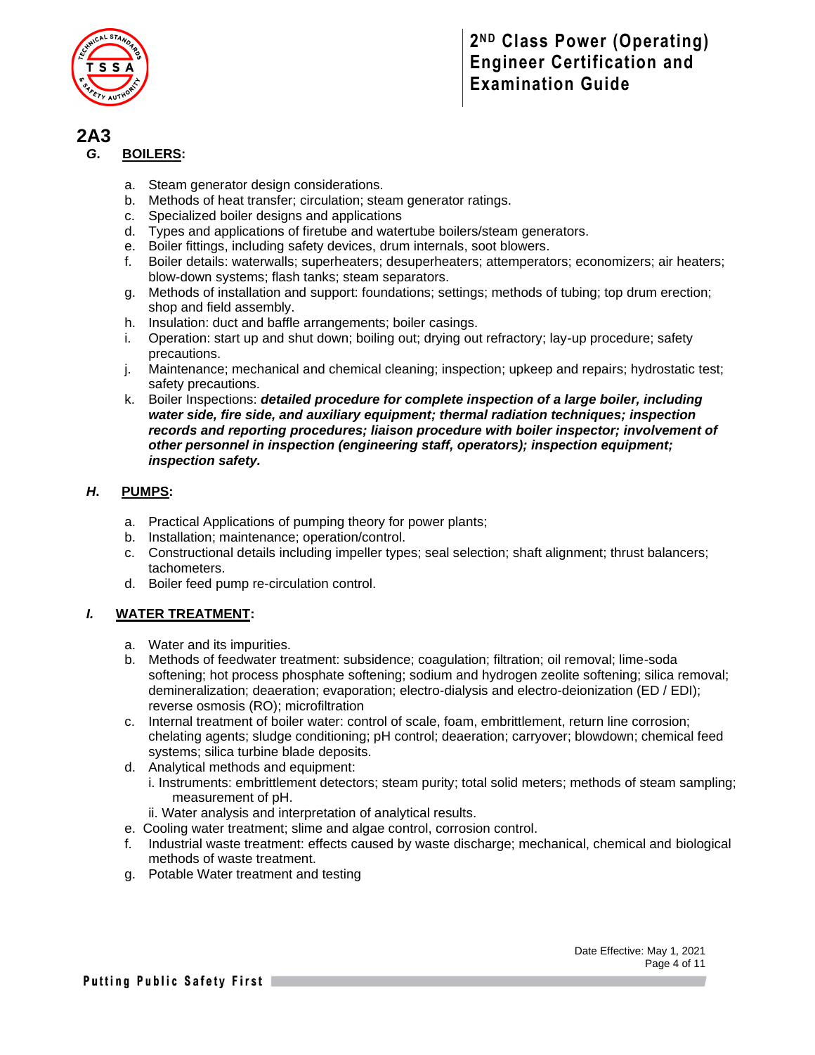## 2A3

### *G.* BOILERS:

a. Steam generator design considerations.
b. Methods of heat transfer; circulation; steam generator ratings.
c. Specialized boiler designs and applications
d. Types and applications of firetube and watertube boilers/steam generators.
e. Boiler fittings, including safety devices, drum internals, soot blowers.
f. Boiler details: waterwalls; superheaters; desuperheaters; attemperators; economizers; air heaters; blow-down systems; flash tanks; steam separators.
g. Methods of installation and support: foundations; settings; methods of tubing; top drum erection; shop and field assembly.
h. Insulation: duct and baffle arrangements; boiler casings.
i. Operation: start up and shut down; boiling out; drying out refractory; lay-up procedure; safety precautions.
j. Maintenance; mechanical and chemical cleaning; inspection; upkeep and repairs; hydrostatic test; safety precautions.
k. Boiler Inspections: ***detailed procedure for complete inspection of a large boiler, including water side, fire side, and auxiliary equipment; thermal radiation techniques; inspection records and reporting procedures; liaison procedure with boiler inspector; involvement of other personnel in inspection (engineering staff, operators); inspection equipment; inspection safety.***

### *H.* PUMPS:

a. Practical Applications of pumping theory for power plants;
b. Installation; maintenance; operation/control.
c. Constructional details including impeller types; seal selection; shaft alignment; thrust balancers; tachometers.
d. Boiler feed pump re-circulation control.

### *I.* WATER TREATMENT:

a. Water and its impurities.
b. Methods of feedwater treatment: subsidence; coagulation; filtration; oil removal; lime-soda softening; hot process phosphate softening; sodium and hydrogen zeolite softening; silica removal; demineralization; deaeration; evaporation; electro-dialysis and electro-deionization (ED / EDI); reverse osmosis (RO); microfiltration
c. Internal treatment of boiler water: control of scale, foam, embrittlement, return line corrosion; chelating agents; sludge conditioning; pH control; deaeration; carryover; blowdown; chemical feed systems; silica turbine blade deposits.
d. Analytical methods and equipment:
   i. Instruments: embrittlement detectors; steam purity; total solid meters; methods of steam sampling; measurement of pH.
   ii. Water analysis and interpretation of analytical results.
e. Cooling water treatment; slime and algae control, corrosion control.
f. Industrial waste treatment: effects caused by waste discharge; mechanical, chemical and biological methods of waste treatment.
g. Potable Water treatment and testing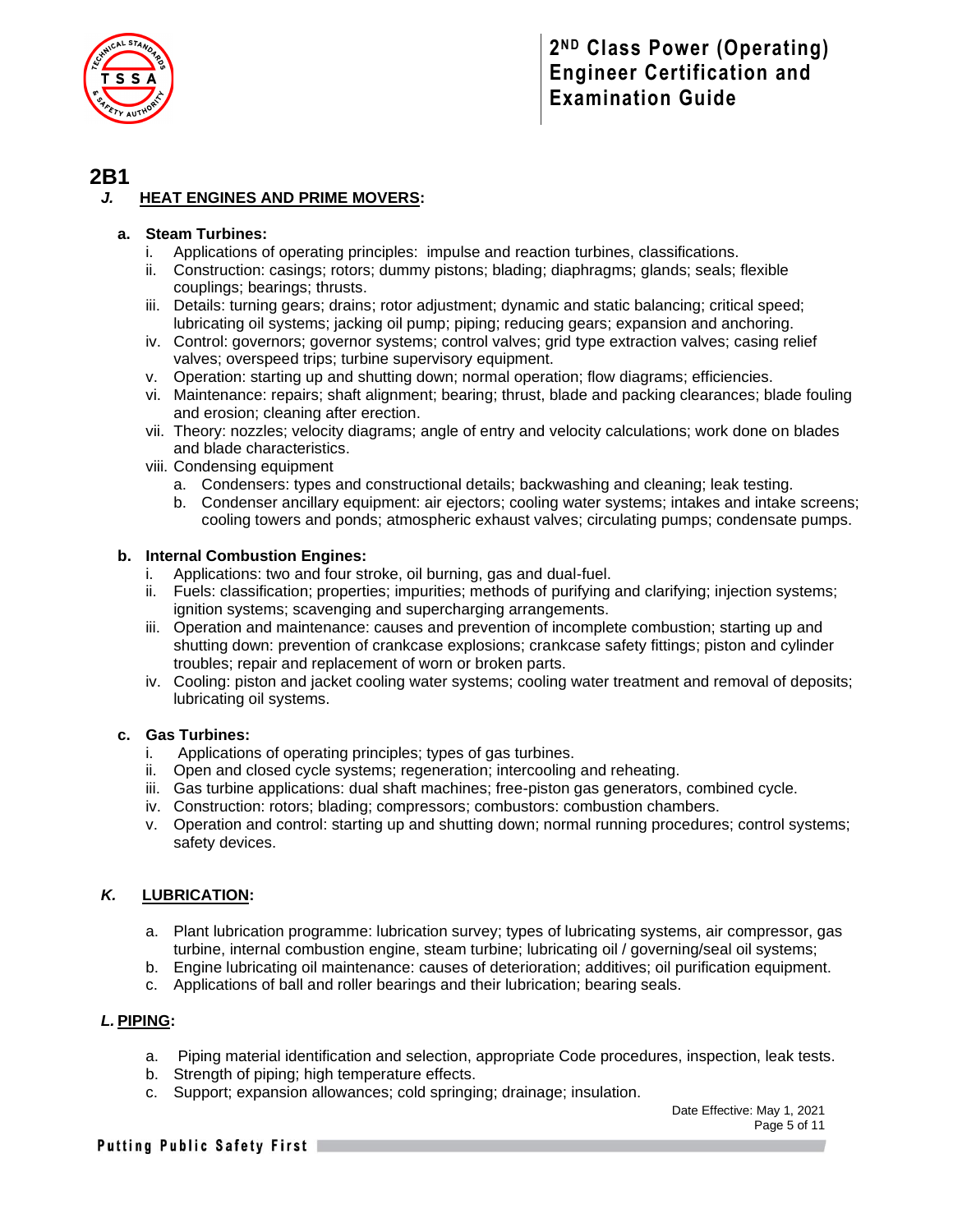## 2B1

### *J.* HEAT ENGINES AND PRIME MOVERS:

**a. Steam Turbines:**

i. Applications of operating principles: impulse and reaction turbines, classifications.
ii. Construction: casings; rotors; dummy pistons; blading; diaphragms; glands; seals; flexible couplings; bearings; thrusts.
iii. Details: turning gears; drains; rotor adjustment; dynamic and static balancing; critical speed; lubricating oil systems; jacking oil pump; piping; reducing gears; expansion and anchoring.
iv. Control: governors; governor systems; control valves; grid type extraction valves; casing relief valves; overspeed trips; turbine supervisory equipment.
v. Operation: starting up and shutting down; normal operation; flow diagrams; efficiencies.
vi. Maintenance: repairs; shaft alignment; bearing; thrust, blade and packing clearances; blade fouling and erosion; cleaning after erection.
vii. Theory: nozzles; velocity diagrams; angle of entry and velocity calculations; work done on blades and blade characteristics.
viii. Condensing equipment
   a. Condensers: types and constructional details; backwashing and cleaning; leak testing.
   b. Condenser ancillary equipment: air ejectors; cooling water systems; intakes and intake screens; cooling towers and ponds; atmospheric exhaust valves; circulating pumps; condensate pumps.

**b. Internal Combustion Engines:**

i. Applications: two and four stroke, oil burning, gas and dual-fuel.
ii. Fuels: classification; properties; impurities; methods of purifying and clarifying; injection systems; ignition systems; scavenging and supercharging arrangements.
iii. Operation and maintenance: causes and prevention of incomplete combustion; starting up and shutting down: prevention of crankcase explosions; crankcase safety fittings; piston and cylinder troubles; repair and replacement of worn or broken parts.
iv. Cooling: piston and jacket cooling water systems; cooling water treatment and removal of deposits; lubricating oil systems.

**c. Gas Turbines:**

i. Applications of operating principles; types of gas turbines.
ii. Open and closed cycle systems; regeneration; intercooling and reheating.
iii. Gas turbine applications: dual shaft machines; free-piston gas generators, combined cycle.
iv. Construction: rotors; blading; compressors; combustors: combustion chambers.
v. Operation and control: starting up and shutting down; normal running procedures; control systems; safety devices.

### *K.* LUBRICATION:

a. Plant lubrication programme: lubrication survey; types of lubricating systems, air compressor, gas turbine, internal combustion engine, steam turbine; lubricating oil / governing/seal oil systems;
b. Engine lubricating oil maintenance: causes of deterioration; additives; oil purification equipment.
c. Applications of ball and roller bearings and their lubrication; bearing seals.

### *L.* PIPING:

a. Piping material identification and selection, appropriate Code procedures, inspection, leak tests.
b. Strength of piping; high temperature effects.
c. Support; expansion allowances; cold springing; drainage; insulation.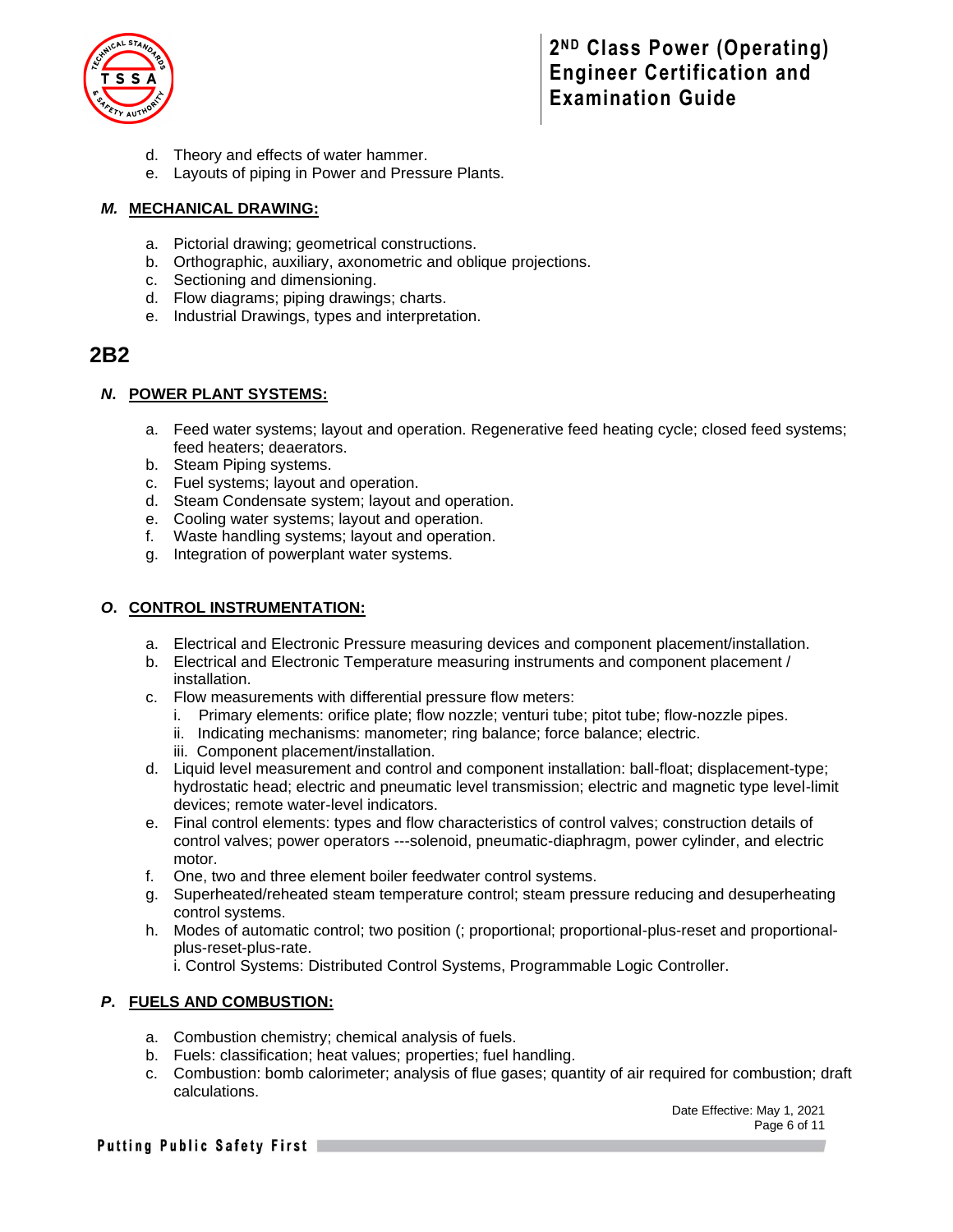d. Theory and effects of water hammer.
e. Layouts of piping in Power and Pressure Plants.

### *M.* MECHANICAL DRAWING:

a. Pictorial drawing; geometrical constructions.
b. Orthographic, auxiliary, axonometric and oblique projections.
c. Sectioning and dimensioning.
d. Flow diagrams; piping drawings; charts.
e. Industrial Drawings, types and interpretation.

## 2B2

### *N.* POWER PLANT SYSTEMS:

a. Feed water systems; layout and operation. Regenerative feed heating cycle; closed feed systems; feed heaters; deaerators.
b. Steam Piping systems.
c. Fuel systems; layout and operation.
d. Steam Condensate system; layout and operation.
e. Cooling water systems; layout and operation.
f. Waste handling systems; layout and operation.
g. Integration of powerplant water systems.

### *O.* CONTROL INSTRUMENTATION:

a. Electrical and Electronic Pressure measuring devices and component placement/installation.
b. Electrical and Electronic Temperature measuring instruments and component placement / installation.
c. Flow measurements with differential pressure flow meters:
   i. Primary elements: orifice plate; flow nozzle; venturi tube; pitot tube; flow-nozzle pipes.
   ii. Indicating mechanisms: manometer; ring balance; force balance; electric.
   iii. Component placement/installation.
d. Liquid level measurement and control and component installation: ball-float; displacement-type; hydrostatic head; electric and pneumatic level transmission; electric and magnetic type level-limit devices; remote water-level indicators.
e. Final control elements: types and flow characteristics of control valves; construction details of control valves; power operators ---solenoid, pneumatic-diaphragm, power cylinder, and electric motor.
f. One, two and three element boiler feedwater control systems.
g. Superheated/reheated steam temperature control; steam pressure reducing and desuperheating control systems.
h. Modes of automatic control; two position (; proportional; proportional-plus-reset and proportional-plus-reset-plus-rate.
   i. Control Systems: Distributed Control Systems, Programmable Logic Controller.

### *P.* FUELS AND COMBUSTION:

a. Combustion chemistry; chemical analysis of fuels.
b. Fuels: classification; heat values; properties; fuel handling.
c. Combustion: bomb calorimeter; analysis of flue gases; quantity of air required for combustion; draft calculations.

Date Effective: May 1, 2021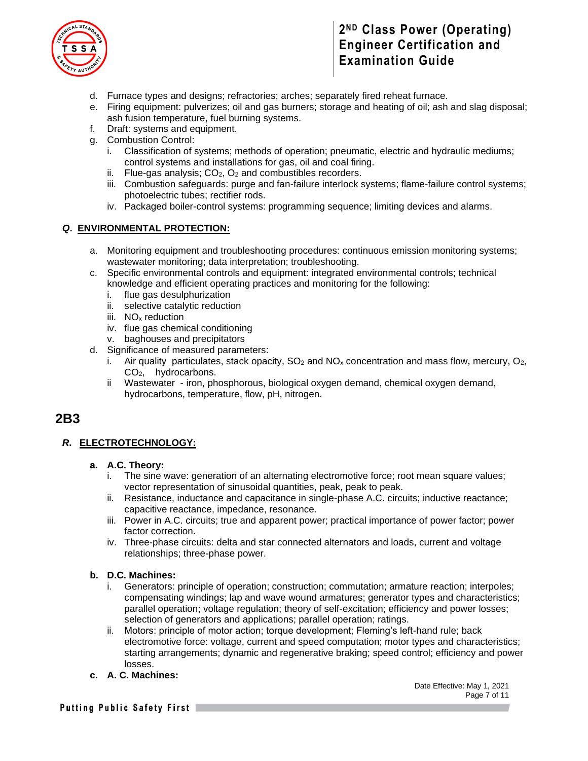d. Furnace types and designs; refractories; arches; separately fired reheat furnace.
e. Firing equipment: pulverizes; oil and gas burners; storage and heating of oil; ash and slag disposal; ash fusion temperature, fuel burning systems.
f. Draft: systems and equipment.
g. Combustion Control:
   i. Classification of systems; methods of operation; pneumatic, electric and hydraulic mediums; control systems and installations for gas, oil and coal firing.
   ii. Flue-gas analysis; $CO_2$, $O_2$ and combustibles recorders.
   iii. Combustion safeguards: purge and fan-failure interlock systems; flame-failure control systems; photoelectric tubes; rectifier rods.
   iv. Packaged boiler-control systems: programming sequence; limiting devices and alarms.

### *Q.* ENVIRONMENTAL PROTECTION:

a. Monitoring equipment and troubleshooting procedures: continuous emission monitoring systems; wastewater monitoring; data interpretation; troubleshooting.
c. Specific environmental controls and equipment: integrated environmental controls; technical knowledge and efficient operating practices and monitoring for the following:
   i. flue gas desulphurization
   ii. selective catalytic reduction
   iii. $NO_x$ reduction
   iv. flue gas chemical conditioning
   v. baghouses and precipitators
d. Significance of measured parameters:
   i. Air quality particulates, stack opacity, $SO_2$ and $NO_x$ concentration and mass flow, mercury, $O_2$, $CO_2$, hydrocarbons.
   ii Wastewater - iron, phosphorous, biological oxygen demand, chemical oxygen demand, hydrocarbons, temperature, flow, pH, nitrogen.

## 2B3

### *R.* ELECTROTECHNOLOGY:

**a. A.C. Theory:**
   i. The sine wave: generation of an alternating electromotive force; root mean square values; vector representation of sinusoidal quantities, peak, peak to peak.
   ii. Resistance, inductance and capacitance in single-phase A.C. circuits; inductive reactance; capacitive reactance, impedance, resonance.
   iii. Power in A.C. circuits; true and apparent power; practical importance of power factor; power factor correction.
   iv. Three-phase circuits: delta and star connected alternators and loads, current and voltage relationships; three-phase power.

**b. D.C. Machines:**
   i. Generators: principle of operation; construction; commutation; armature reaction; interpoles; compensating windings; lap and wave wound armatures; generator types and characteristics; parallel operation; voltage regulation; theory of self-excitation; efficiency and power losses; selection of generators and applications; parallel operation; ratings.
   ii. Motors: principle of motor action; torque development; Fleming's left-hand rule; back electromotive force: voltage, current and speed computation; motor types and characteristics; starting arrangements; dynamic and regenerative braking; speed control; efficiency and power losses.

**c. A. C. Machines:**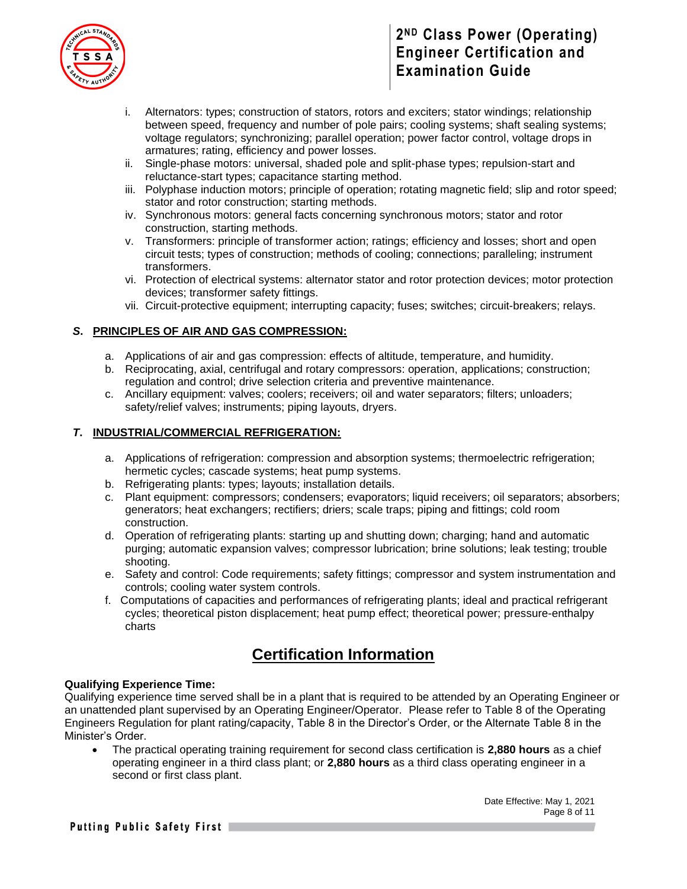i. Alternators: types; construction of stators, rotors and exciters; stator windings; relationship between speed, frequency and number of pole pairs; cooling systems; shaft sealing systems; voltage regulators; synchronizing; parallel operation; power factor control, voltage drops in armatures; rating, efficiency and power losses.
ii. Single-phase motors: universal, shaded pole and split-phase types; repulsion-start and reluctance-start types; capacitance starting method.
iii. Polyphase induction motors; principle of operation; rotating magnetic field; slip and rotor speed; stator and rotor construction; starting methods.
iv. Synchronous motors: general facts concerning synchronous motors; stator and rotor construction, starting methods.
v. Transformers: principle of transformer action; ratings; efficiency and losses; short and open circuit tests; types of construction; methods of cooling; connections; paralleling; instrument transformers.
vi. Protection of electrical systems: alternator stator and rotor protection devices; motor protection devices; transformer safety fittings.
vii. Circuit-protective equipment; interrupting capacity; fuses; switches; circuit-breakers; relays.

### *S.* PRINCIPLES OF AIR AND GAS COMPRESSION:

a. Applications of air and gas compression: effects of altitude, temperature, and humidity.
b. Reciprocating, axial, centrifugal and rotary compressors: operation, applications; construction; regulation and control; drive selection criteria and preventive maintenance.
c. Ancillary equipment: valves; coolers; receivers; oil and water separators; filters; unloaders; safety/relief valves; instruments; piping layouts, dryers.

### *T.* INDUSTRIAL/COMMERCIAL REFRIGERATION:

a. Applications of refrigeration: compression and absorption systems; thermoelectric refrigeration; hermetic cycles; cascade systems; heat pump systems.
b. Refrigerating plants: types; layouts; installation details.
c. Plant equipment: compressors; condensers; evaporators; liquid receivers; oil separators; absorbers; generators; heat exchangers; rectifiers; driers; scale traps; piping and fittings; cold room construction.
d. Operation of refrigerating plants: starting up and shutting down; charging; hand and automatic purging; automatic expansion valves; compressor lubrication; brine solutions; leak testing; trouble shooting.
e. Safety and control: Code requirements; safety fittings; compressor and system instrumentation and controls; cooling water system controls.
f. Computations of capacities and performances of refrigerating plants; ideal and practical refrigerant cycles; theoretical piston displacement; heat pump effect; theoretical power; pressure-enthalpy charts

## Certification Information

**Qualifying Experience Time:**
Qualifying experience time served shall be in a plant that is required to be attended by an Operating Engineer or an unattended plant supervised by an Operating Engineer/Operator. Please refer to Table 8 of the Operating Engineers Regulation for plant rating/capacity, Table 8 in the Director's Order, or the Alternate Table 8 in the Minister's Order.

- The practical operating training requirement for second class certification is **2,880 hours** as a chief operating engineer in a third class plant; or **2,880 hours** as a third class operating engineer in a second or first class plant.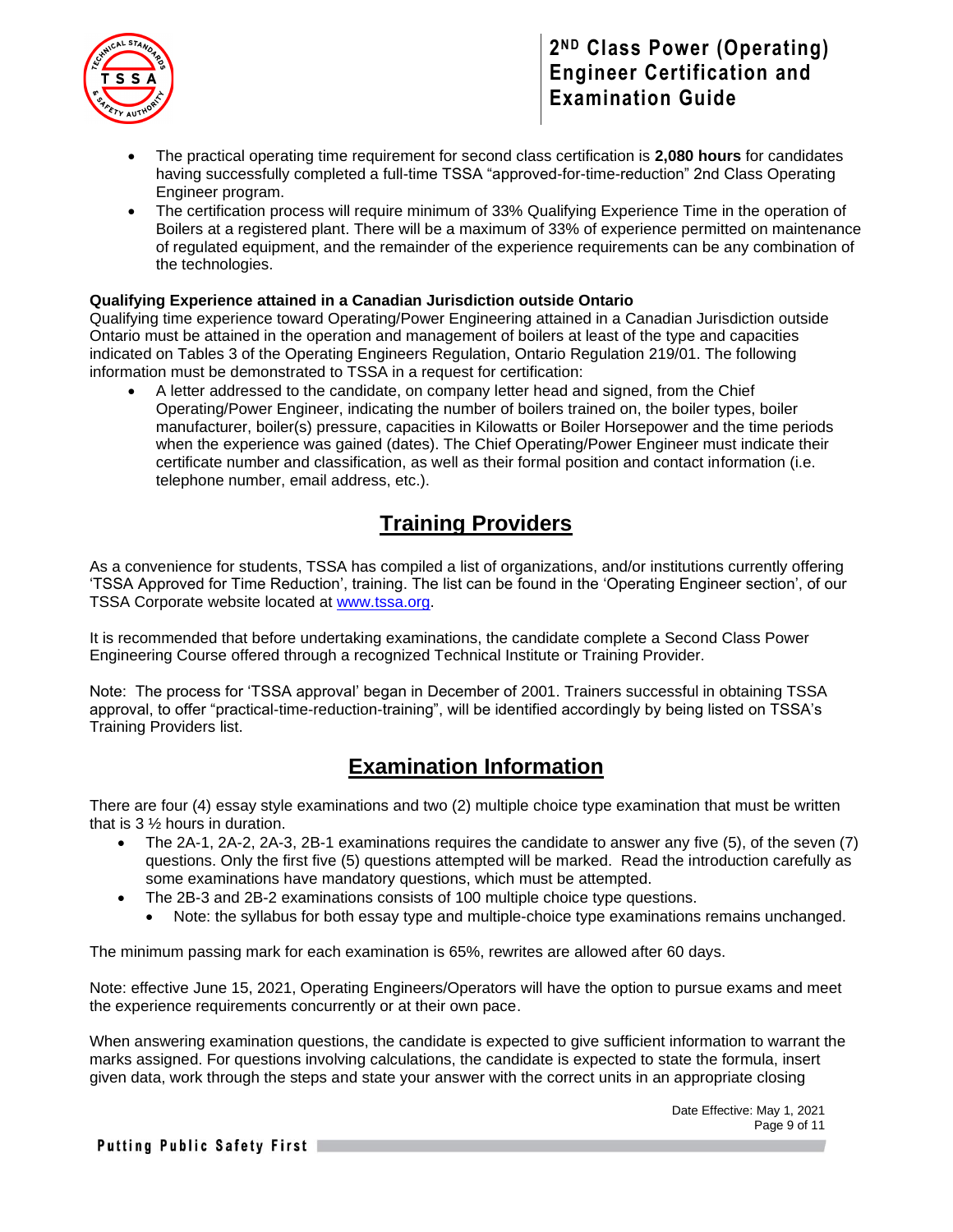- The practical operating time requirement for second class certification is **2,080 hours** for candidates having successfully completed a full-time TSSA "approved-for-time-reduction" 2nd Class Operating Engineer program.
- The certification process will require minimum of 33% Qualifying Experience Time in the operation of Boilers at a registered plant. There will be a maximum of 33% of experience permitted on maintenance of regulated equipment, and the remainder of the experience requirements can be any combination of the technologies.

**Qualifying Experience attained in a Canadian Jurisdiction outside Ontario**

Qualifying time experience toward Operating/Power Engineering attained in a Canadian Jurisdiction outside Ontario must be attained in the operation and management of boilers at least of the type and capacities indicated on Tables 3 of the Operating Engineers Regulation, Ontario Regulation 219/01. The following information must be demonstrated to TSSA in a request for certification:

- A letter addressed to the candidate, on company letter head and signed, from the Chief Operating/Power Engineer, indicating the number of boilers trained on, the boiler types, boiler manufacturer, boiler(s) pressure, capacities in Kilowatts or Boiler Horsepower and the time periods when the experience was gained (dates). The Chief Operating/Power Engineer must indicate their certificate number and classification, as well as their formal position and contact information (i.e. telephone number, email address, etc.).

## Training Providers

As a convenience for students, TSSA has compiled a list of organizations, and/or institutions currently offering 'TSSA Approved for Time Reduction', training. The list can be found in the 'Operating Engineer section', of our TSSA Corporate website located at www.tssa.org.

It is recommended that before undertaking examinations, the candidate complete a Second Class Power Engineering Course offered through a recognized Technical Institute or Training Provider.

Note: The process for 'TSSA approval' began in December of 2001. Trainers successful in obtaining TSSA approval, to offer "practical-time-reduction-training", will be identified accordingly by being listed on TSSA's Training Providers list.

## Examination Information

There are four (4) essay style examinations and two (2) multiple choice type examination that must be written that is 3 ½ hours in duration.

- The 2A-1, 2A-2, 2A-3, 2B-1 examinations requires the candidate to answer any five (5), of the seven (7) questions. Only the first five (5) questions attempted will be marked. Read the introduction carefully as some examinations have mandatory questions, which must be attempted.
- The 2B-3 and 2B-2 examinations consists of 100 multiple choice type questions.
  - Note: the syllabus for both essay type and multiple-choice type examinations remains unchanged.

The minimum passing mark for each examination is 65%, rewrites are allowed after 60 days.

Note: effective June 15, 2021, Operating Engineers/Operators will have the option to pursue exams and meet the experience requirements concurrently or at their own pace.

When answering examination questions, the candidate is expected to give sufficient information to warrant the marks assigned. For questions involving calculations, the candidate is expected to state the formula, insert given data, work through the steps and state your answer with the correct units in an appropriate closing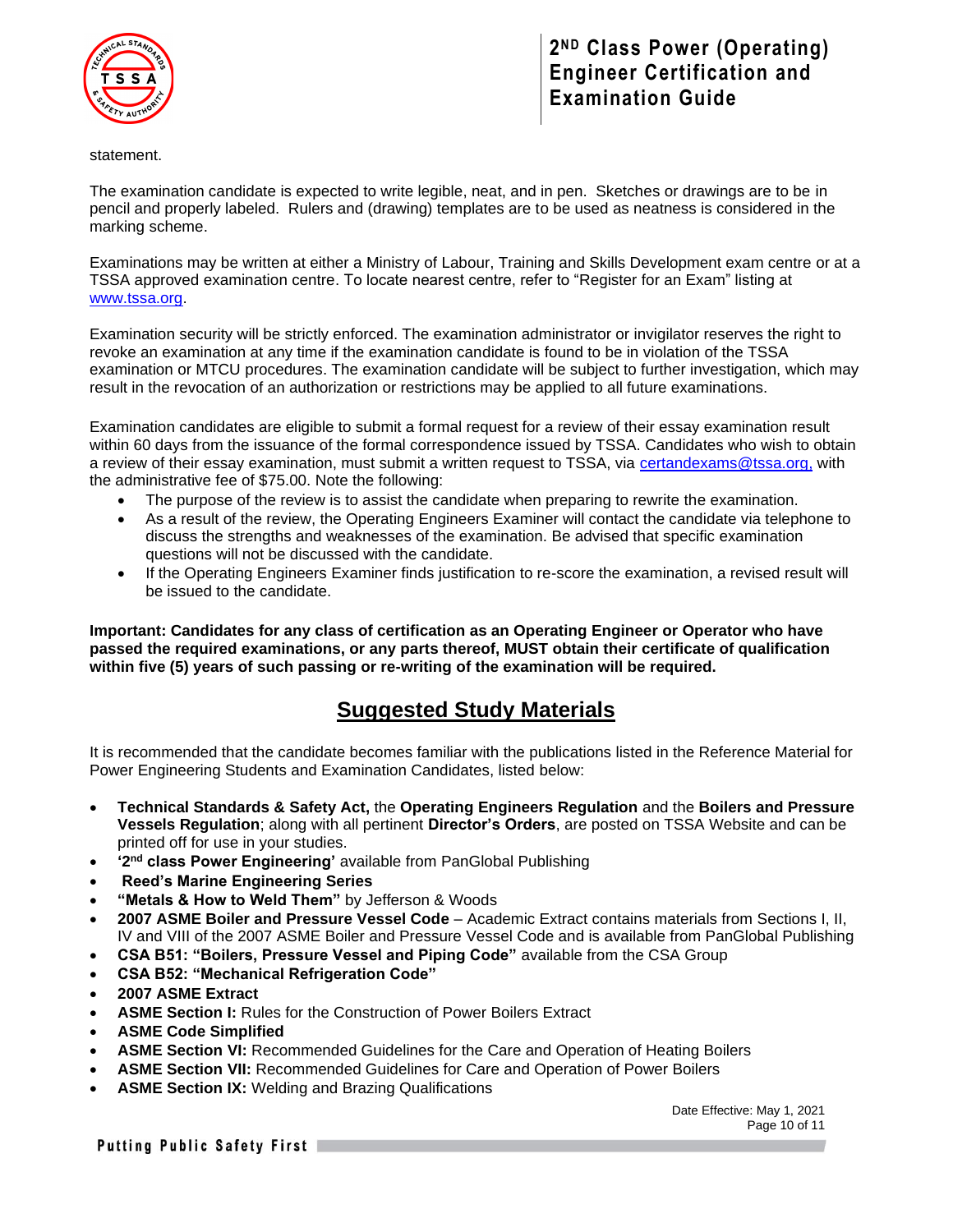statement.

The examination candidate is expected to write legible, neat, and in pen. Sketches or drawings are to be in pencil and properly labeled. Rulers and (drawing) templates are to be used as neatness is considered in the marking scheme.

Examinations may be written at either a Ministry of Labour, Training and Skills Development exam centre or at a TSSA approved examination centre. To locate nearest centre, refer to "Register for an Exam" listing at www.tssa.org.

Examination security will be strictly enforced. The examination administrator or invigilator reserves the right to revoke an examination at any time if the examination candidate is found to be in violation of the TSSA examination or MTCU procedures. The examination candidate will be subject to further investigation, which may result in the revocation of an authorization or restrictions may be applied to all future examinations.

Examination candidates are eligible to submit a formal request for a review of their essay examination result within 60 days from the issuance of the formal correspondence issued by TSSA. Candidates who wish to obtain a review of their essay examination, must submit a written request to TSSA, via certandexams@tssa.org, with the administrative fee of $75.00. Note the following:

- The purpose of the review is to assist the candidate when preparing to rewrite the examination.
- As a result of the review, the Operating Engineers Examiner will contact the candidate via telephone to discuss the strengths and weaknesses of the examination. Be advised that specific examination questions will not be discussed with the candidate.
- If the Operating Engineers Examiner finds justification to re-score the examination, a revised result will be issued to the candidate.

**Important: Candidates for any class of certification as an Operating Engineer or Operator who have passed the required examinations, or any parts thereof, MUST obtain their certificate of qualification within five (5) years of such passing or re-writing of the examination will be required.**

## Suggested Study Materials

It is recommended that the candidate becomes familiar with the publications listed in the Reference Material for Power Engineering Students and Examination Candidates, listed below:

- **Technical Standards & Safety Act,** the **Operating Engineers Regulation** and the **Boilers and Pressure Vessels Regulation**; along with all pertinent **Director's Orders**, are posted on TSSA Website and can be printed off for use in your studies.
- **'2nd class Power Engineering'** available from PanGlobal Publishing
- **Reed's Marine Engineering Series**
- **"Metals & How to Weld Them"** by Jefferson & Woods
- **2007 ASME Boiler and Pressure Vessel Code** – Academic Extract contains materials from Sections I, II, IV and VIII of the 2007 ASME Boiler and Pressure Vessel Code and is available from PanGlobal Publishing
- **CSA B51: "Boilers, Pressure Vessel and Piping Code"** available from the CSA Group
- **CSA B52: "Mechanical Refrigeration Code"**
- **2007 ASME Extract**
- **ASME Section I:** Rules for the Construction of Power Boilers Extract
- **ASME Code Simplified**
- **ASME Section VI:** Recommended Guidelines for the Care and Operation of Heating Boilers
- **ASME Section VII:** Recommended Guidelines for Care and Operation of Power Boilers
- **ASME Section IX:** Welding and Brazing Qualifications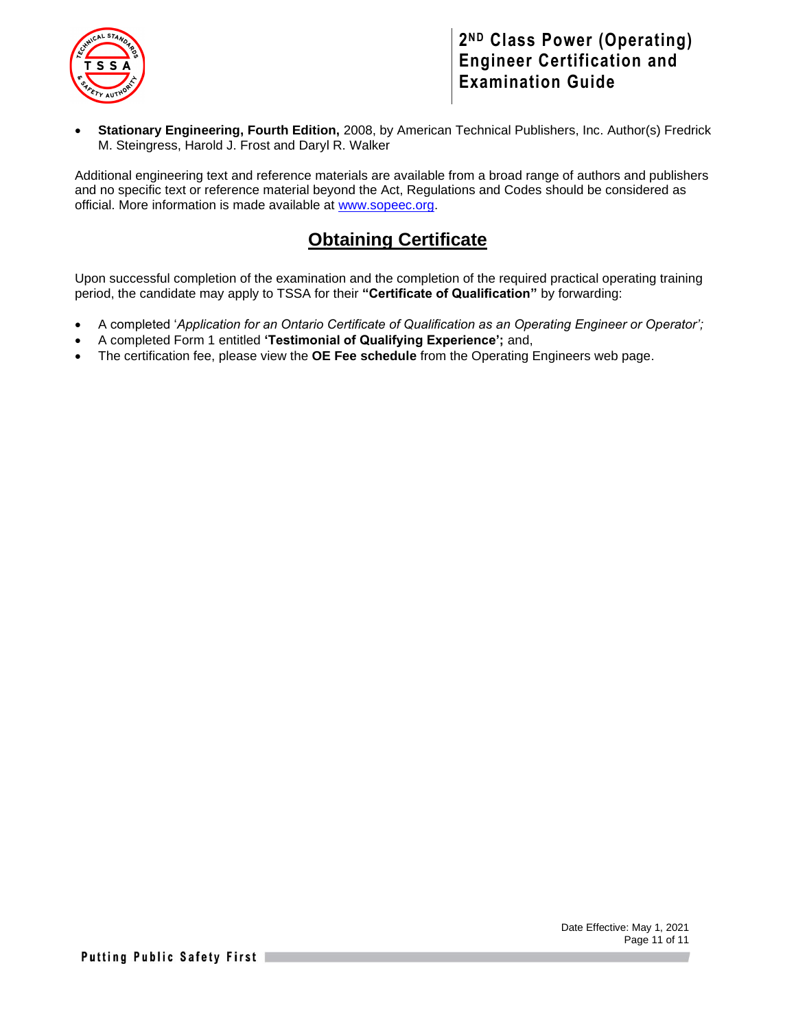- **Stationary Engineering, Fourth Edition,** 2008, by American Technical Publishers, Inc. Author(s) Fredrick M. Steingress, Harold J. Frost and Daryl R. Walker

Additional engineering text and reference materials are available from a broad range of authors and publishers and no specific text or reference material beyond the Act, Regulations and Codes should be considered as official. More information is made available at www.sopeec.org.

## Obtaining Certificate

Upon successful completion of the examination and the completion of the required practical operating training period, the candidate may apply to TSSA for their **"Certificate of Qualification"** by forwarding:

- A completed '*Application for an Ontario Certificate of Qualification as an Operating Engineer or Operator';*
- A completed Form 1 entitled **'Testimonial of Qualifying Experience';** and,
- The certification fee, please view the **OE Fee schedule** from the Operating Engineers web page.